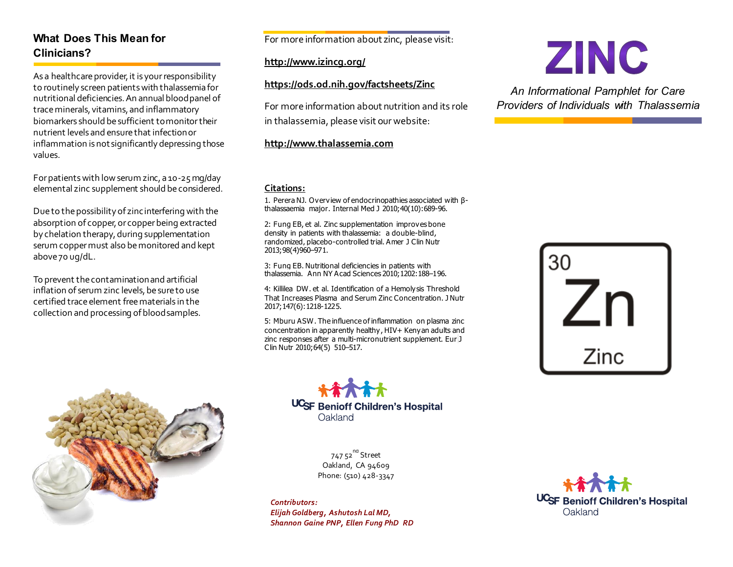## What Does This Mean for Clinicians?

As a healthcare provider, it is your responsibility to routinely screen patients with thalassemia for nutritional deficiencies. An annual blood panel of trace minerals, vitamins, and inflammatory biomarkers should be sufficient to monitor their nutrient levels and ensure that infection or inflammation is not significantly depressing those values.

For patients with low serum zinc, a 10-25 mg/day elemental zinc supplement should be considered.

Due to the possibility of zinc interfering with the absorption of copper, or copper being extracted by chelation therapy, during supplementation serum copper must also be monitored and kept above 70 ug/dL.

To prevent the contamination and artificial inflation of serum zinc levels, be sure to use certified trace element free materials in the collection and processing of blood samples.

For more information about zinc, please visit:

**http://www.izincg.org/**

**https://ods.od.nih.gov/factsheets/Zinc**

For more information about nutrition and its role in thalassemia, please visit our website:

**http://www.thalassemia.com**

**Citations:**

1. Perera NJ. Overview of endocrinopathies associated with β-thalassaemia major. Internal Med J 2010;40(10):689-96.

2: Fung EB, et al. Zinc supplementation improves bone density in patients with thalassemia: a double-blind, randomized, placebo-controlled trial. Amer J Clin Nutr 2013;98(4)960–971.

3: Fung EB. Nutritional deficiencies in patients with thalassemia. Ann NY Acad Sciences 2010;1202:188–196.

4: Killilea DW. et al. Identification of a Hemolysis Threshold That Increases Plasma and Serum Zinc Concentration. J Nutr 2017;147(6):1218-1225.

5: Mburu ASW. The influence of inflammation on plasma zinc concentration in apparently healthy, HIV+ Kenyan adults and zinc responses after a multi-micronutrient supplement. Eur J Clin Nutr 2010;64(5) 510–517.

UCSF Benioff Children's Hospital Oakland

747 52nd Street
Oakland, CA 94609
Phone: (510) 428-3347

*Contributors:*
*Elijah Goldberg, Ashutosh Lal MD, Shannon Gaine PNP, Ellen Fung PhD RD*

# ZINC

*An Informational Pamphlet for Care Providers of Individuals with Thalassemia*

30
Zn
Zinc

UCSF Benioff Children's Hospital Oakland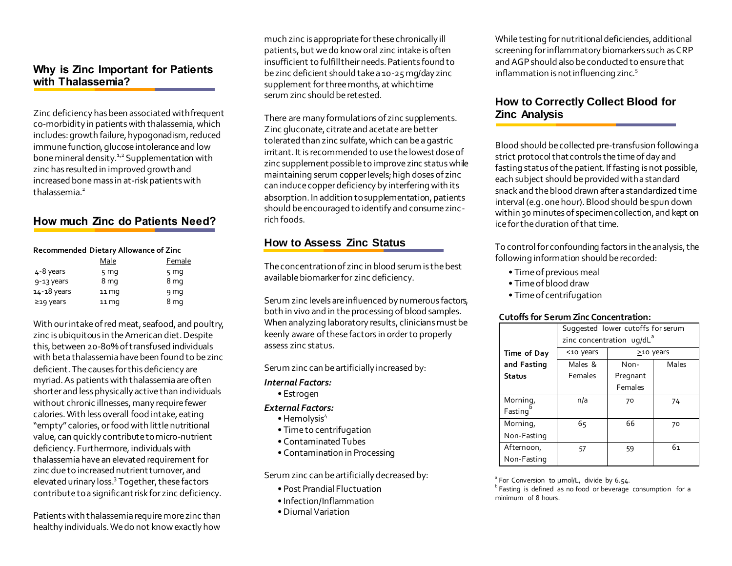## Why is Zinc Important for Patients with Thalassemia?

Zinc deficiency has been associated with frequent co-morbidity in patients with thalassemia, which includes: growth failure, hypogonadism, reduced immune function, glucose intolerance and low bone mineral density.[1,2] Supplementation with zinc has resulted in improved growth and increased bone mass in at-risk patients with thalassemia.[2]

## How much Zinc do Patients Need?

**Recommended Dietary Allowance of Zinc**

| | Male | Female |
|---|---|---|
| 4-8 years | 5 mg | 5 mg |
| 9-13 years | 8 mg | 8 mg |
| 14-18 years | 11 mg | 9 mg |
| ≥19 years | 11 mg | 8 mg |

With our intake of red meat, seafood, and poultry, zinc is ubiquitous in the American diet. Despite this, between 20-80% of transfused individuals with beta thalassemia have been found to be zinc deficient. The causes for this deficiency are myriad. As patients with thalassemia are often shorter and less physically active than individuals without chronic illnesses, many require fewer calories. With less overall food intake, eating "empty" calories, or food with little nutritional value, can quickly contribute to micro-nutrient deficiency. Furthermore, individuals with thalassemia have an elevated requirement for zinc due to increased nutrient turnover, and elevated urinary loss.[3] Together, these factors contribute to a significant risk for zinc deficiency.

Patients with thalassemia require more zinc than healthy individuals. We do not know exactly how much zinc is appropriate for these chronically ill patients, but we do know oral zinc intake is often insufficient to fulfill their needs. Patients found to be zinc deficient should take a 10-25 mg/day zinc supplement for three months, at which time serum zinc should be retested.

There are many formulations of zinc supplements. Zinc gluconate, citrate and acetate are better tolerated than zinc sulfate, which can be a gastric irritant. It is recommended to use the lowest dose of zinc supplement possible to improve zinc status while maintaining serum copper levels; high doses of zinc can induce copper deficiency by interfering with its absorption. In addition to supplementation, patients should be encouraged to identify and consume zinc-rich foods.

## How to Assess Zinc Status

The concentration of zinc in blood serum is the best available biomarker for zinc deficiency.

Serum zinc levels are influenced by numerous factors, both in vivo and in the processing of blood samples. When analyzing laboratory results, clinicians must be keenly aware of these factors in order to properly assess zinc status.

Serum zinc can be artificially increased by:

***Internal Factors:***

- Estrogen

***External Factors:***

- Hemolysis[4]
- Time to centrifugation
- Contaminated Tubes
- Contamination in Processing

Serum zinc can be artificially decreased by:

- Post Prandial Fluctuation
- Infection/Inflammation
- Diurnal Variation

While testing for nutritional deficiencies, additional screening for inflammatory biomarkers such as CRP and AGP should also be conducted to ensure that inflammation is not influencing zinc.[5]

## How to Correctly Collect Blood for Zinc Analysis

Blood should be collected pre-transfusion following a strict protocol that controls the time of day and fasting status of the patient. If fasting is not possible, each subject should be provided with a standard snack and the blood drawn after a standardized time interval (e.g. one hour). Blood should be spun down within 30 minutes of specimen collection, and kept on ice for the duration of that time.

To control for confounding factors in the analysis, the following information should be recorded:

- Time of previous meal
- Time of blood draw
- Time of centrifugation

**Cutoffs for Serum Zinc Concentration:**

| Time of Day and Fasting Status | Suggested lower cutoffs for serum zinc concentration ug/dL[a] | | |
|---|---|---|---|
| | <10 years | ≥10 years | |
| | Males & Females | Non-Pregnant Females | Males |
| Morning, Fasting[b] | n/a | 70 | 74 |
| Morning, Non-Fasting | 65 | 66 | 70 |
| Afternoon, Non-Fasting | 57 | 59 | 61 |

[a] For Conversion to µmol/L, divide by 6.54.
[b] Fasting is defined as no food or beverage consumption for a minimum of 8 hours.